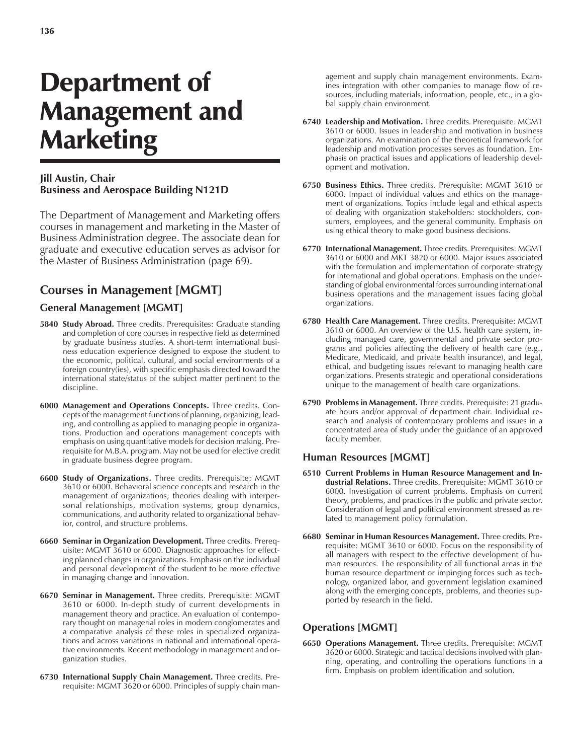# Department of Management and Marketing

**Jill Austin, Chair**
**Business and Aerospace Building N121D**

The Department of Management and Marketing offers courses in management and marketing in the Master of Business Administration degree. The associate dean for graduate and executive education serves as advisor for the Master of Business Administration (page 69).

## Courses in Management [MGMT]

### General Management [MGMT]

**5840 Study Abroad.** Three credits. Prerequisites: Graduate standing and completion of core courses in respective field as determined by graduate business studies. A short-term international business education experience designed to expose the student to the economic, political, cultural, and social environments of a foreign country(ies), with specific emphasis directed toward the international state/status of the subject matter pertinent to the discipline.

**6000 Management and Operations Concepts.** Three credits. Concepts of the management functions of planning, organizing, leading, and controlling as applied to managing people in organizations. Production and operations management concepts with emphasis on using quantitative models for decision making. Prerequisite for M.B.A. program. May not be used for elective credit in graduate business degree program.

**6600 Study of Organizations.** Three credits. Prerequisite: MGMT 3610 or 6000. Behavioral science concepts and research in the management of organizations; theories dealing with interpersonal relationships, motivation systems, group dynamics, communications, and authority related to organizational behavior, control, and structure problems.

**6660 Seminar in Organization Development.** Three credits. Prerequisite: MGMT 3610 or 6000. Diagnostic approaches for effecting planned changes in organizations. Emphasis on the individual and personal development of the student to be more effective in managing change and innovation.

**6670 Seminar in Management.** Three credits. Prerequisite: MGMT 3610 or 6000. In-depth study of current developments in management theory and practice. An evaluation of contemporary thought on managerial roles in modern conglomerates and a comparative analysis of these roles in specialized organizations and across variations in national and international operative environments. Recent methodology in management and organization studies.

**6730 International Supply Chain Management.** Three credits. Prerequisite: MGMT 3620 or 6000. Principles of supply chain management and supply chain management environments. Examines integration with other companies to manage flow of resources, including materials, information, people, etc., in a global supply chain environment.

**6740 Leadership and Motivation.** Three credits. Prerequisite: MGMT 3610 or 6000. Issues in leadership and motivation in business organizations. An examination of the theoretical framework for leadership and motivation processes serves as foundation. Emphasis on practical issues and applications of leadership development and motivation.

**6750 Business Ethics.** Three credits. Prerequisite: MGMT 3610 or 6000. Impact of individual values and ethics on the management of organizations. Topics include legal and ethical aspects of dealing with organization stakeholders: stockholders, consumers, employees, and the general community. Emphasis on using ethical theory to make good business decisions.

**6770 International Management.** Three credits. Prerequisites: MGMT 3610 or 6000 and MKT 3820 or 6000. Major issues associated with the formulation and implementation of corporate strategy for international and global operations. Emphasis on the understanding of global environmental forces surrounding international business operations and the management issues facing global organizations.

**6780 Health Care Management.** Three credits. Prerequisite: MGMT 3610 or 6000. An overview of the U.S. health care system, including managed care, governmental and private sector programs and policies affecting the delivery of health care (e.g., Medicare, Medicaid, and private health insurance), and legal, ethical, and budgeting issues relevant to managing health care organizations. Presents strategic and operational considerations unique to the management of health care organizations.

**6790 Problems in Management.** Three credits. Prerequisite: 21 graduate hours and/or approval of department chair. Individual research and analysis of contemporary problems and issues in a concentrated area of study under the guidance of an approved faculty member.

### Human Resources [MGMT]

**6510 Current Problems in Human Resource Management and Industrial Relations.** Three credits. Prerequisite: MGMT 3610 or 6000. Investigation of current problems. Emphasis on current theory, problems, and practices in the public and private sector. Consideration of legal and political environment stressed as related to management policy formulation.

**6680 Seminar in Human Resources Management.** Three credits. Prerequisite: MGMT 3610 or 6000. Focus on the responsibility of all managers with respect to the effective development of human resources. The responsibility of all functional areas in the human resource department or impinging forces such as technology, organized labor, and government legislation examined along with the emerging concepts, problems, and theories supported by research in the field.

### Operations [MGMT]

**6650 Operations Management.** Three credits. Prerequisite: MGMT 3620 or 6000. Strategic and tactical decisions involved with planning, operating, and controlling the operations functions in a firm. Emphasis on problem identification and solution.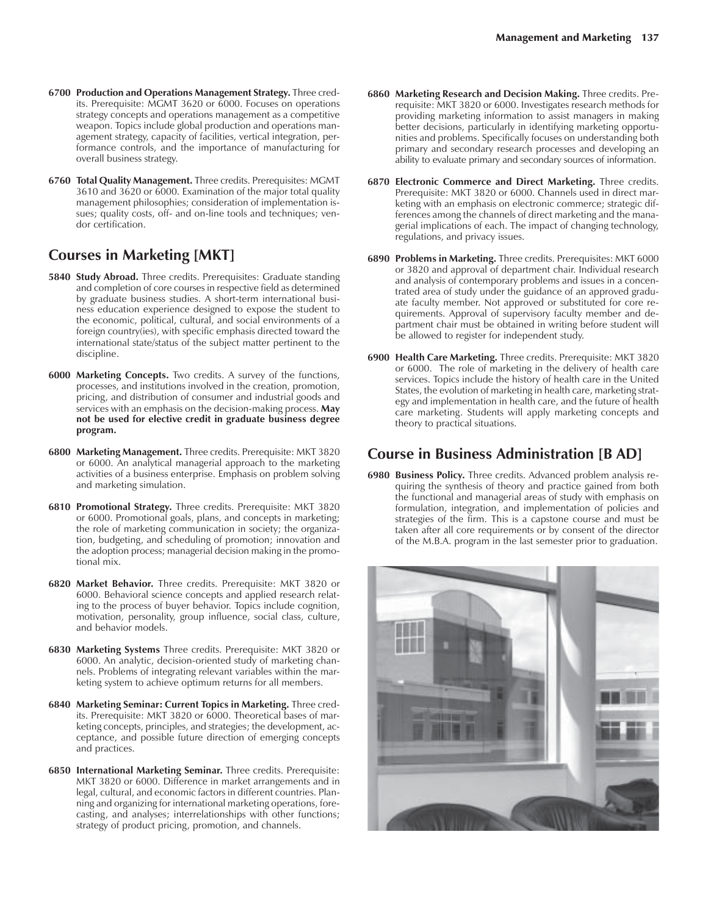**6700 Production and Operations Management Strategy.** Three credits. Prerequisite: MGMT 3620 or 6000. Focuses on operations strategy concepts and operations management as a competitive weapon. Topics include global production and operations management strategy, capacity of facilities, vertical integration, performance controls, and the importance of manufacturing for overall business strategy.

**6760 Total Quality Management.** Three credits. Prerequisites: MGMT 3610 and 3620 or 6000. Examination of the major total quality management philosophies; consideration of implementation issues; quality costs, off- and on-line tools and techniques; vendor certification.

## Courses in Marketing [MKT]

**5840 Study Abroad.** Three credits. Prerequisites: Graduate standing and completion of core courses in respective field as determined by graduate business studies. A short-term international business education experience designed to expose the student to the economic, political, cultural, and social environments of a foreign country(ies), with specific emphasis directed toward the international state/status of the subject matter pertinent to the discipline.

**6000 Marketing Concepts.** Two credits. A survey of the functions, processes, and institutions involved in the creation, promotion, pricing, and distribution of consumer and industrial goods and services with an emphasis on the decision-making process. **May not be used for elective credit in graduate business degree program.**

**6800 Marketing Management.** Three credits. Prerequisite: MKT 3820 or 6000. An analytical managerial approach to the marketing activities of a business enterprise. Emphasis on problem solving and marketing simulation.

**6810 Promotional Strategy.** Three credits. Prerequisite: MKT 3820 or 6000. Promotional goals, plans, and concepts in marketing; the role of marketing communication in society; the organization, budgeting, and scheduling of promotion; innovation and the adoption process; managerial decision making in the promotional mix.

**6820 Market Behavior.** Three credits. Prerequisite: MKT 3820 or 6000. Behavioral science concepts and applied research relating to the process of buyer behavior. Topics include cognition, motivation, personality, group influence, social class, culture, and behavior models.

**6830 Marketing Systems** Three credits. Prerequisite: MKT 3820 or 6000. An analytic, decision-oriented study of marketing channels. Problems of integrating relevant variables within the marketing system to achieve optimum returns for all members.

**6840 Marketing Seminar: Current Topics in Marketing.** Three credits. Prerequisite: MKT 3820 or 6000. Theoretical bases of marketing concepts, principles, and strategies; the development, acceptance, and possible future direction of emerging concepts and practices.

**6850 International Marketing Seminar.** Three credits. Prerequisite: MKT 3820 or 6000. Difference in market arrangements and in legal, cultural, and economic factors in different countries. Planning and organizing for international marketing operations, forecasting, and analyses; interrelationships with other functions; strategy of product pricing, promotion, and channels.

**6860 Marketing Research and Decision Making.** Three credits. Prerequisite: MKT 3820 or 6000. Investigates research methods for providing marketing information to assist managers in making better decisions, particularly in identifying marketing opportunities and problems. Specifically focuses on understanding both primary and secondary research processes and developing an ability to evaluate primary and secondary sources of information.

**6870 Electronic Commerce and Direct Marketing.** Three credits. Prerequisite: MKT 3820 or 6000. Channels used in direct marketing with an emphasis on electronic commerce; strategic differences among the channels of direct marketing and the managerial implications of each. The impact of changing technology, regulations, and privacy issues.

**6890 Problems in Marketing.** Three credits. Prerequisites: MKT 6000 or 3820 and approval of department chair. Individual research and analysis of contemporary problems and issues in a concentrated area of study under the guidance of an approved graduate faculty member. Not approved or substituted for core requirements. Approval of supervisory faculty member and department chair must be obtained in writing before student will be allowed to register for independent study.

**6900 Health Care Marketing.** Three credits. Prerequisite: MKT 3820 or 6000. The role of marketing in the delivery of health care services. Topics include the history of health care in the United States, the evolution of marketing in health care, marketing strategy and implementation in health care, and the future of health care marketing. Students will apply marketing concepts and theory to practical situations.

## Course in Business Administration [B AD]

**6980 Business Policy.** Three credits. Advanced problem analysis requiring the synthesis of theory and practice gained from both the functional and managerial areas of study with emphasis on formulation, integration, and implementation of policies and strategies of the firm. This is a capstone course and must be taken after all core requirements or by consent of the director of the M.B.A. program in the last semester prior to graduation.